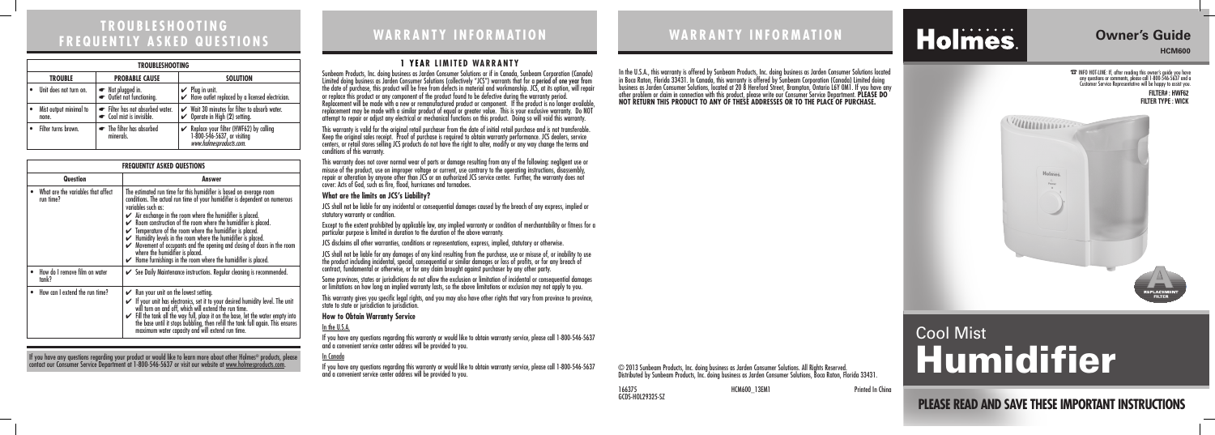# TROUBLESHOOTING FREQUENTLY ASKED QUESTIONS

| TROUBLESHOOTING | | |
|---|---|---|
| **TROUBLE** | **PROBABLE CAUSE** | **SOLUTION** |
| • Unit does not turn on. | ☛ Not plugged in. ☛ Outlet not functioning. | ✔ Plug in unit. ✔ Have outlet replaced by a licensed electrician. |
| • Mist output minimal to none. | ☛ Filter has not absorbed water. ☛ Cool mist is invisible. | ✔ Wait 30 minutes for filter to absorb water. ✔ Operate in High (2) setting. |
| • Filter turns brown. | ☛ The filter has absorbed minerals. | ✔ Replace your filter (HWF62) by calling 1-800-546-5637, or visiting *www.holmesproducts.com.* |

| FREQUENTLY ASKED QUESTIONS | |
|---|---|
| **Question** | **Answer** |
| • What are the variables that affect run time? | The estimated run time for this humidifier is based on average room conditions. The actual run time of your humidifier is dependent on numerous variables such as: ✔ Air exchange in the room where the humidifier is placed. ✔ Room construction of the room where the humidifier is placed. ✔ Temperature of the room where the humidifier is placed. ✔ Humidity levels in the room where the humidifier is placed. ✔ Movement of occupants and the opening and closing of doors in the room where the humidifier is placed. ✔ Home furnishings in the room where the humidifier is placed. |
| • How do I remove film on water tank? | ✔ See Daily Maintenance instructions. Regular cleaning is recommended. |
| • How can I extend the run time? | ✔ Run your unit on the lowest setting. ✔ If your unit has electronics, set it to your desired humidity level. The unit will turn on and off, which will extend the run time. ✔ Fill the tank all the way full, place it on the base, let the water empty into the base until it stops bubbling, then refill the tank full again. This ensures maximum water capacity and will extend run time. |

If you have any questions regarding your product or would like to learn more about other Holmes® products, please contact our Consumer Service Department at 1-800-546-5637 or visit our website at www.holmesproducts.com.

# WARRANTY INFORMATION

## 1 YEAR LIMITED WARRANTY

Sunbeam Products, Inc. doing business as Jarden Consumer Solutions or if in Canada, Sunbeam Corporation (Canada) Limited doing business as Jarden Consumer Solutions (collectively "JCS") warrants that for a period of one year from the date of purchase, this product will be free from defects in material and workmanship. JCS, at its option, will repair or replace this product or any component of the product found to be defective during the warranty period. Replacement will be made with a new or remanufactured product or component. If the product is no longer available, replacement may be made with a similar product of equal or greater value. This is your exclusive warranty. Do NOT attempt to repair or adjust any electrical or mechanical functions on this product. Doing so will void this warranty.

This warranty is valid for the original retail purchaser from the date of initial retail purchase and is not transferable. Keep the original sales receipt. Proof of purchase is required to obtain warranty performance. JCS dealers, service centers, or retail stores selling JCS products do not have the right to alter, modify or any way change the terms and conditions of this warranty.

This warranty does not cover normal wear of parts or damage resulting from any of the following: negligent use or misuse of the product, use on improper voltage or current, use contrary to the operating instructions, disassembly, repair or alteration by anyone other than JCS or an authorized JCS service center. Further, the warranty does not cover: Acts of God, such as fire, flood, hurricanes and tornadoes.

### What are the limits on JCS's Liability?

JCS shall not be liable for any incidental or consequential damages caused by the breach of any express, implied or statutory warranty or condition.

Except to the extent prohibited by applicable law, any implied warranty or condition of merchantability or fitness for a particular purpose is limited in duration to the duration of the above warranty.

JCS disclaims all other warranties, conditions or representations, express, implied, statutory or otherwise.

JCS shall not be liable for any damages of any kind resulting from the purchase, use or misuse of, or inability to use the product including incidental, special, consequential or similar damages or loss of profits, or for any breach of contract, fundamental or otherwise, or for any claim brought against purchaser by any other party.

Some provinces, states or jurisdictions do not allow the exclusion or limitation of incidental or consequential damages or limitations on how long an implied warranty lasts, so the above limitations or exclusion may not apply to you.

This warranty gives you specific legal rights, and you may also have other rights that vary from province to province, state to state or jurisdiction to jurisdiction.

### How to Obtain Warranty Service

In the U.S.A.

If you have any questions regarding this warranty or would like to obtain warranty service, please call 1-800-546-5637 and a convenient service center address will be provided to you.

In Canada

If you have any questions regarding this warranty or would like to obtain warranty service, please call 1-800-546-5637 and a convenient service center address will be provided to you.

# WARRANTY INFORMATION

In the U.S.A., this warranty is offered by Sunbeam Products, Inc. doing business as Jarden Consumer Solutions located in Boca Raton, Florida 33431. In Canada, this warranty is offered by Sunbeam Corporation (Canada) Limited doing business as Jarden Consumer Solutions, located at 20 B Hereford Street, Brampton, Ontario L6Y 0M1. If you have any other problem or claim in connection with this product, please write our Consumer Service Department. **PLEASE DO NOT RETURN THIS PRODUCT TO ANY OF THESE ADDRESSES OR TO THE PLACE OF PURCHASE.**

© 2013 Sunbeam Products, Inc. doing business as Jarden Consumer Solutions. All Rights Reserved.
Distributed by Sunbeam Products, Inc. doing business as Jarden Consumer Solutions, Boca Raton, Florida 33431.

166375 HCM600_13EM1 Printed In China
GCDS-HOL29325-SZ

# Holmes.

## Owner's Guide

**HCM600**

☎ INFO HOT-LINE: If, after reading this owner's guide you have any questions or comments, please call 1-800-546-5637 and a Customer Service Representative will be happy to assist you.

**FILTER#: HWF62**
**FILTER TYPE: WICK**

# Cool Mist Humidifier

**PLEASE READ AND SAVE THESE IMPORTANT INSTRUCTIONS**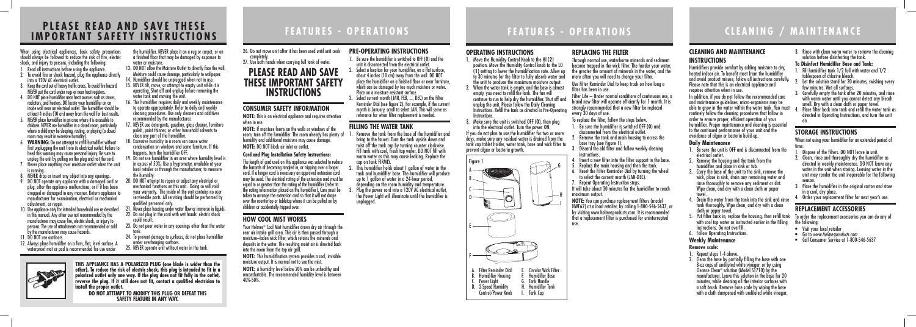# PLEASE READ AND SAVE THESE IMPORTANT SAFETY INSTRUCTIONS

When using electrical appliances, basic safety precautions should always be followed to reduce the risk of fire, electric shock, and injury to persons, including the following:

1. Read all instructions before using the appliance.
2. To avoid fire or shock hazard, plug the appliance directly into a 120V AC electrical outlet.
3. Keep the cord out of heavy traffic areas. To avoid fire hazard, NEVER put the cord under rugs or near heat registers.
4. DO NOT place humidifier near heat sources such as stoves, radiators, and heaters. DO locate your humidifier on an inside wall near an electrical outlet. The humidifier should be at least 4 inches (10 cm) away from the wall for best results.
5. NEVER place humidifier in an area where it is accessible to children. NEVER use humidifier in a closed room, particularly where a child may be sleeping, resting, or playing (a closed room may result in excessive humidity).
6. **WARNING:** Do not attempt to refill humidifier without first unplugging the unit from its electrical outlet. Failure to heed this warning may cause personal injury. Be sure to unplug the unit by pulling on the plug and not the cord.
7. Never place anything over moisture outlet when the unit is running.
8. NEVER drop or insert any object into any openings.
9. DO NOT operate any appliance with a damaged cord or plug, after the appliance malfunctions, or if it has been dropped or damaged in any manner. Return appliance to manufacturer for examination, electrical or mechanical adjustment, or repair.
10. Use appliance only for intended household use as described in this manual. Any other use not recommended by the manufacturer may cause fire, electric shock, or injury to persons. The use of attachments not recommended or sold by the manufacturer may cause hazards.
11. DO NOT use outdoors.
12. Always place humidifier on a firm, flat, level surface. A waterproof mat or pad is recommended for use under the humidifier. NEVER place it on a rug or carpet, or on a finished floor that may be damaged by exposure to water or moisture.
13. DO NOT allow the Moisture Outlet to directly face the wall. Moisture could cause damage, particularly to wallpaper.
14. Humidifier should be unplugged when not in use.
15. NEVER tilt, move, or attempt to empty unit while it is operating. Shut off and unplug before removing the water tank and moving the unit.
16. This humidifier requires daily and weekly maintenance to operate appropriately. Refer to daily and weekly cleaning procedures. Use only cleaners and additives recommended by the manufacturer.
17. NEVER use detergents, gasoline, glass cleaner, furniture polish, paint thinner, or other household solvents to clean any part of the humidifier.
18. Excessive humidity in a room can cause water condensation on windows and some furniture. If this happens, turn the humidifier OFF.
19. Do not use humidifier in an area where humidity level is in excess of 50%. Use a hygrometer, available at your local retailer or through the manufacturer, to measure the humidity.
20. DO NOT attempt to repair or adjust any electrical or mechanical functions on this unit. Doing so will void your warranty. The inside of the unit contains no user serviceable parts. All servicing should be performed by qualified personnel only.
21. Never place housing under water flow or immerse in liquids.
22. Do not plug in the cord with wet hands: electric shock could result.
23. Do not pour water in any openings other than the water tank.
24. To prevent damage to surfaces, do not place humidifier under overhanging surfaces.
25. NEVER operate unit without water in the tank.

**THIS APPLIANCE HAS A POLARIZED PLUG (one blade is wider than the other). To reduce the risk of electric shock, this plug is intended to fit in a polarized outlet only one way. If the plug does not fit fully in the outlet, reverse the plug. If it still does not fit, contact a qualified electrician to install the proper outlet.**

**DO NOT ATTEMPT TO MODIFY THIS PLUG OR DEFEAT THIS SAFETY FEATURE IN ANY WAY.**

# FEATURES - OPERATIONS

26. Do not move unit after it has been used until unit cools completely.
27. Use both hands when carrying full tank of water.

## PLEASE READ AND SAVE THESE IMPORTANT SAFETY INSTRUCTIONS

### CONSUMER SAFETY INFORMATION

**NOTE:** This is an electrical appliance and requires attention when in use.

**NOTE:** If moisture forms on the walls or windows of the room, turn off the humidifier. The room already has plenty of humidity and additional moisture may cause damage.

**NOTE:** DO NOT block air inlet or outlet.

**Cord and Plug Installation Safety Instructions:**

The length of cord used on this appliance was selected to reduce the hazards of becoming tangled in, or tripping over a longer cord. If a longer cord is necessary an approved extension cord may be used. The electrical rating of the extension cord must be equal to or greater than the rating of the humidifier (refer to the rating information placed on the humidifier). Care must be taken to arrange the extension cord so that it will not drape over the countertop or tabletop where it can be pulled on by children or accidentally tripped over.

### HOW COOL MIST WORKS

Your Holmes® Cool Mist humidifier draws dry air through the rear air intake grill area. This air is then passed through a moisture–laden wick filter, which retains the minerals and deposits in the water. The resulting moist air is directed back into the room from the top air grill.

**NOTE:** This humidification system provides a cool, invisible moisture output. It is normal not to see the mist.

**NOTE:** A humidity level below 20% can be unhealthy and uncomfortable. The recommended humidity level is between 40%-50%.

### PRE-OPERATING INSTRUCTIONS

1. Be sure the humidifier is switched to OFF (0) and the unit is disconnected from the electrical outlet.
2. Select a location for your humidifier, on a flat surface, about 4 inches (10 cm) away from the wall. DO NOT place the humidifier on a finished floor or near furniture, which can be damaged by too much moisture or water. Place on a moisture resistant surface.
3. Select current month (JAN, FEB, ..., DEC) on the Filter Reminder Dial (see figure 1). For example, if the current month is January, scroll to select JAN. This will serve as reference for when filter replacement is needed.

### FILLING THE WATER TANK

1. Remove the tank from the base of the humidifier and bring to the faucet. Turn the tank upside down and twist off the tank cap by turning counter clockwise. Fill tank with cool, fresh tap water. DO NOT fill with warm water as this may cause leaking. Replace the cap on tank FIRMLY.
2. This humidifier holds about 1 gallon of water in the tank and humidifier base. The humidifier will produce up to 1 gallon of water in a 24-hour period, depending on the room humidity and temperature.
3. Plug the power cord into a 120V AC electrical outlet, the Power Light will illuminate until the humidifier is unplugged.

# FEATURES - OPERATIONS

### OPERATING INSTRUCTIONS

1. Move the Humidity Control Knob to the HI (2) position. Move the Humidity Control Knob to the LO (1) setting to lower the humidification rate. Allow up to 30 minutes for the filter to fully absorb water and the unit to produce the maximum moisture output.
2. When the water tank is empty, and the base is almost empty, you need to refill the tank. The fan will continue to run to help dry the humidifier. Shut off and unplug the unit. Please follow the Daily Cleaning Instructions. Refill the tank as directed in Pre-Operating Instructions.
3. Make sure the unit is switched OFF (0), then plug into the electrical outlet. Turn the power ON.

If you do not plan to use the humidifier for two or more days, make sure any residual water is drained from the tank cap toilet holder, water tank, base and wick filter to prevent algae or bacteria growth.

Figure 1

A
B
C
D
E
F
G
H
I

A. Filter Reminder Dial
B. Humidifier Housing
C. Power Light
D. 2-Speed Humidity Control/Power Knob
E. Circular Wick Filter
F. Humidifier Base
G. Tank Handle
H. Humidifier Tank
I. Tank Cap

### REPLACING THE FILTER

Through normal use, waterborne minerals and sediment become trapped in the wick filter. The harder your water, the greater the amount of minerals in the water, and the more often you will need to change your filter.

Use Filter Reminder Dial to keep track on how long a filter has been in use.

Filter Life – Under normal conditions of continuous use, a brand new filter will operate efficiently for 1 month. It is strongly recommended that a new filter be replaced every 30 days of use.

To replace the filter, follow the steps below.

1. Be sure the humidifier is switched OFF (0) and disconnected from the electrical outlet.
2. Remove the tank and main housing to access the base tray (see Figure 1).
3. Discard the old filter and follow weekly cleaning instructions.
4. Insert a new filter into the filter support in the base.
5. Replace the main housing and then the tank.
6. Reset the Filter Reminder Dial by turning the wheel to select the current month (JAN-DEC).
7. Repeat Operating Instruction steps.

It will take about 30 minutes for the humidifier to reach maximum output.

**NOTE:** You can purchase replacement filters (model HWF62) at a local retailer, by calling 1-800-546-5637, or by visiting www.holmesproducts.com. It is recommended that a replacement filter is purchased for uninterrupted use.

# CLEANING / MAINTENANCE

### CLEANING AND MAINTENANCE INSTRUCTIONS

Humidifiers provide comfort by adding moisture to dry, heated indoor air. To benefit most from the humidifier and avoid product misuse, follow all instructions carefully. Please note that this is an electrical appliance and requires attention when in use.

In addition, if you do not follow the recommended care and maintenance guidelines, micro-organisms may be able to grow in the water within the water tank. You must routinely follow the cleaning procedures that follow in order to ensure proper, efficient operation of your humidifier. Proper maintenance and cleaning is essential to the continued performance of your unit and the avoidance of algae or bacteria build-up.

#### Daily Maintenance

1. Be sure the unit is OFF and is disconnected from the electrical outlet.
2. Remove the housing and the tank from the humidifier and place in sink or tub.
3. Carry the base of the unit to the sink, remove the wick, place in sink, drain any remaining water and rinse thoroughly to remove any sediment or dirt. Wipe clean, and dry with a clean cloth or paper towel.
4. Drain the water from the tank into the sink and rinse tank thoroughly. Wipe clean, and dry with a clean cloth or paper towel.
5. Put filter back in, replace the housing, then refill tank with cool tap water as instructed earlier in the Filling Instructions. Do not overfill.
6. Follow Operating Instructions.

#### Weekly Maintenance

**Remove scale:**

1. Repeat steps 1-4 above.
2. Clean the base by partially filling the base with one 8-oz cups of undiluted white vinegar, or by using Cleanse Clean® solution (Model ST710) by the manufacturer. Leave this solution in the base for 20 minutes, while cleaning all the interior surfaces with a soft brush. Remove base scale by wiping the base with a cloth dampened with undiluted white vinegar.
3. Rinse with clean warm water to remove the cleaning solution before disinfecting the tank.

**To Disinfect Humidifier Base and Tank:**

1. Fill humidifier tank 1/2 full with water and 1/2 tablespoon of chlorine bleach.
2. Let the solution stand for 20 minutes, swishing every few minutes. Wet all surfaces.
3. Carefully empty the tank after 20 minutes, and rinse with warm water until you cannot detect any bleach smell. Dry with a clean cloth or paper towel.
4. Place filter back into tank and refill the water tank as directed in Operating Instructions, and turn the unit on.

### STORAGE INSTRUCTIONS

When not using your humidifier for an extended period of time:

1. Dispose of the filters. DO NOT leave in unit.
2. Clean, rinse and thoroughly dry the humidifier as directed in weekly maintenance. DO NOT leave any water in the unit when storing. Leaving water in the unit may render the unit inoperable for the following season.
3. Place the humidifier in the original carton and store in a cool, dry place.
4. Order your replacement filter for next year's use.

### REPLACEMENT ACCESSORIES

To order the replacement accessories you can do any of the following:

- Visit your local retailer
- Go to *www.holmesproducts.com*
- Call Consumer Service at 1-800-546-5637